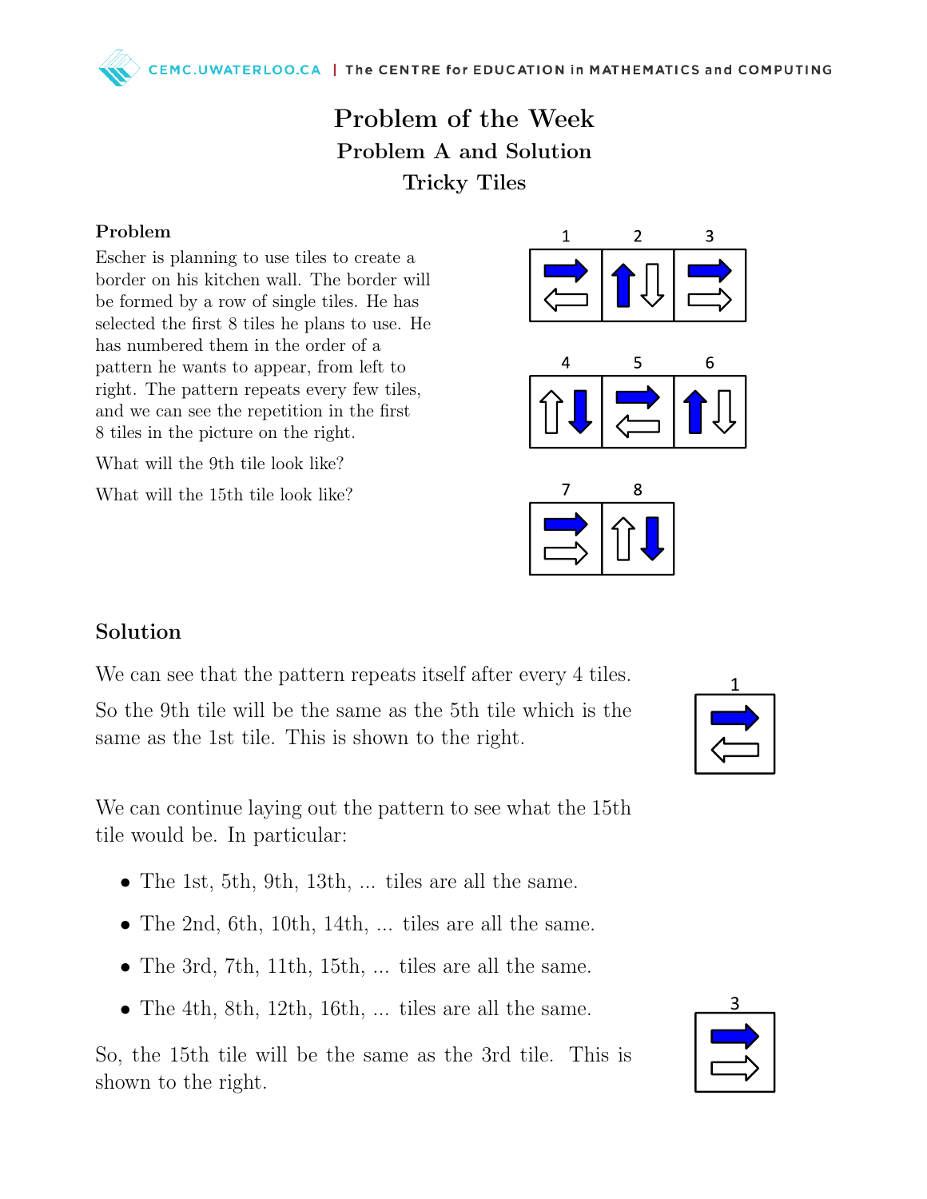# Problem of the Week

## Problem A and Solution

## Tricky Tiles

### Problem

Escher is planning to use tiles to create a border on his kitchen wall. The border will be formed by a row of single tiles. He has selected the first 8 tiles he plans to use. He has numbered them in the order of a pattern he wants to appear, from left to right. The pattern repeats every few tiles, and we can see the repetition in the first 8 tiles in the picture on the right.

What will the 9th tile look like?

What will the 15th tile look like?

### Solution

We can see that the pattern repeats itself after every 4 tiles.

So the 9th tile will be the same as the 5th tile which is the same as the 1st tile. This is shown to the right.

We can continue laying out the pattern to see what the 15th tile would be. In particular:

- The 1st, 5th, 9th, 13th, ... tiles are all the same.
- The 2nd, 6th, 10th, 14th, ... tiles are all the same.
- The 3rd, 7th, 11th, 15th, ... tiles are all the same.
- The 4th, 8th, 12th, 16th, ... tiles are all the same.

So, the 15th tile will be the same as the 3rd tile. This is shown to the right.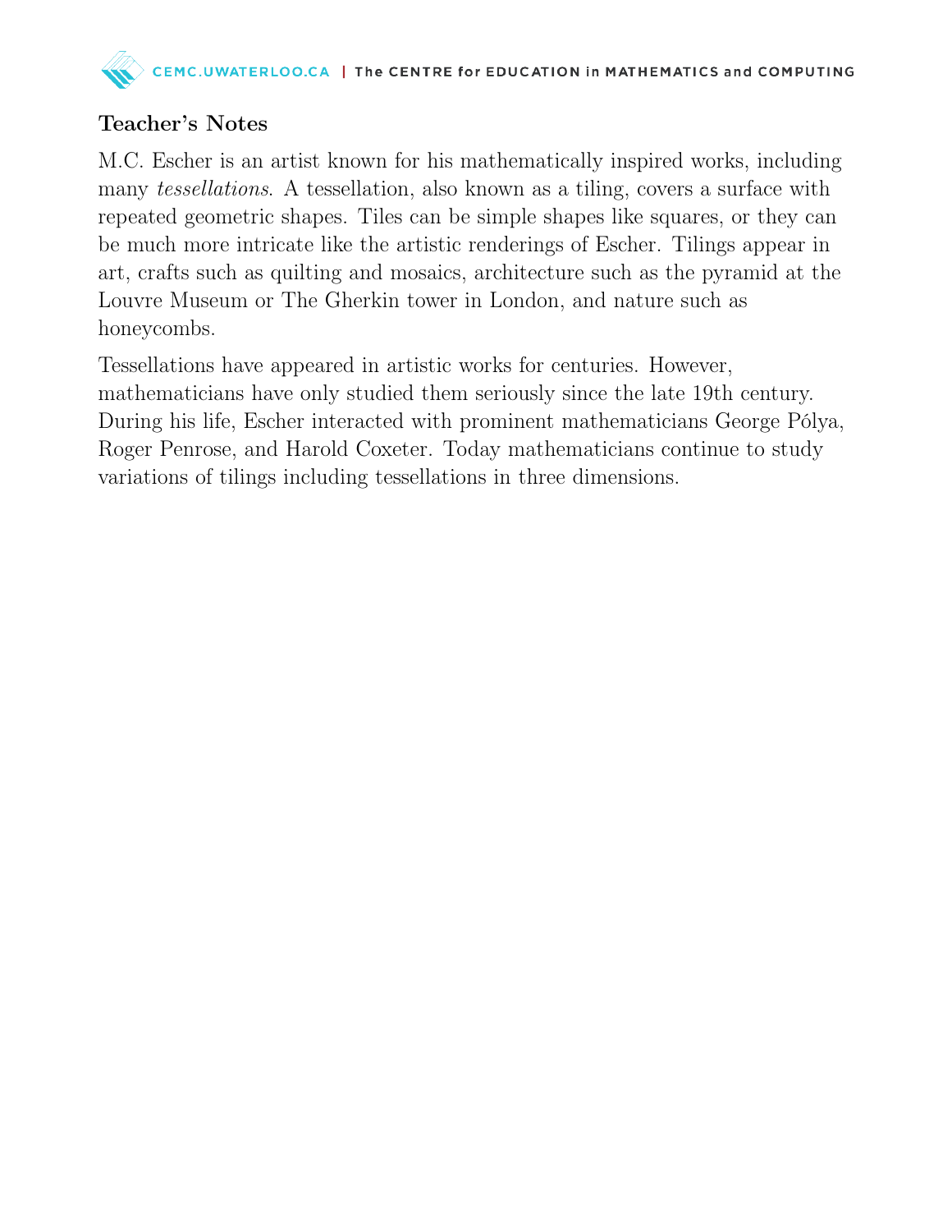## Teacher's Notes

M.C. Escher is an artist known for his mathematically inspired works, including many *tessellations*. A tessellation, also known as a tiling, covers a surface with repeated geometric shapes. Tiles can be simple shapes like squares, or they can be much more intricate like the artistic renderings of Escher. Tilings appear in art, crafts such as quilting and mosaics, architecture such as the pyramid at the Louvre Museum or The Gherkin tower in London, and nature such as honeycombs.

Tessellations have appeared in artistic works for centuries. However, mathematicians have only studied them seriously since the late 19th century. During his life, Escher interacted with prominent mathematicians George Pólya, Roger Penrose, and Harold Coxeter. Today mathematicians continue to study variations of tilings including tessellations in three dimensions.